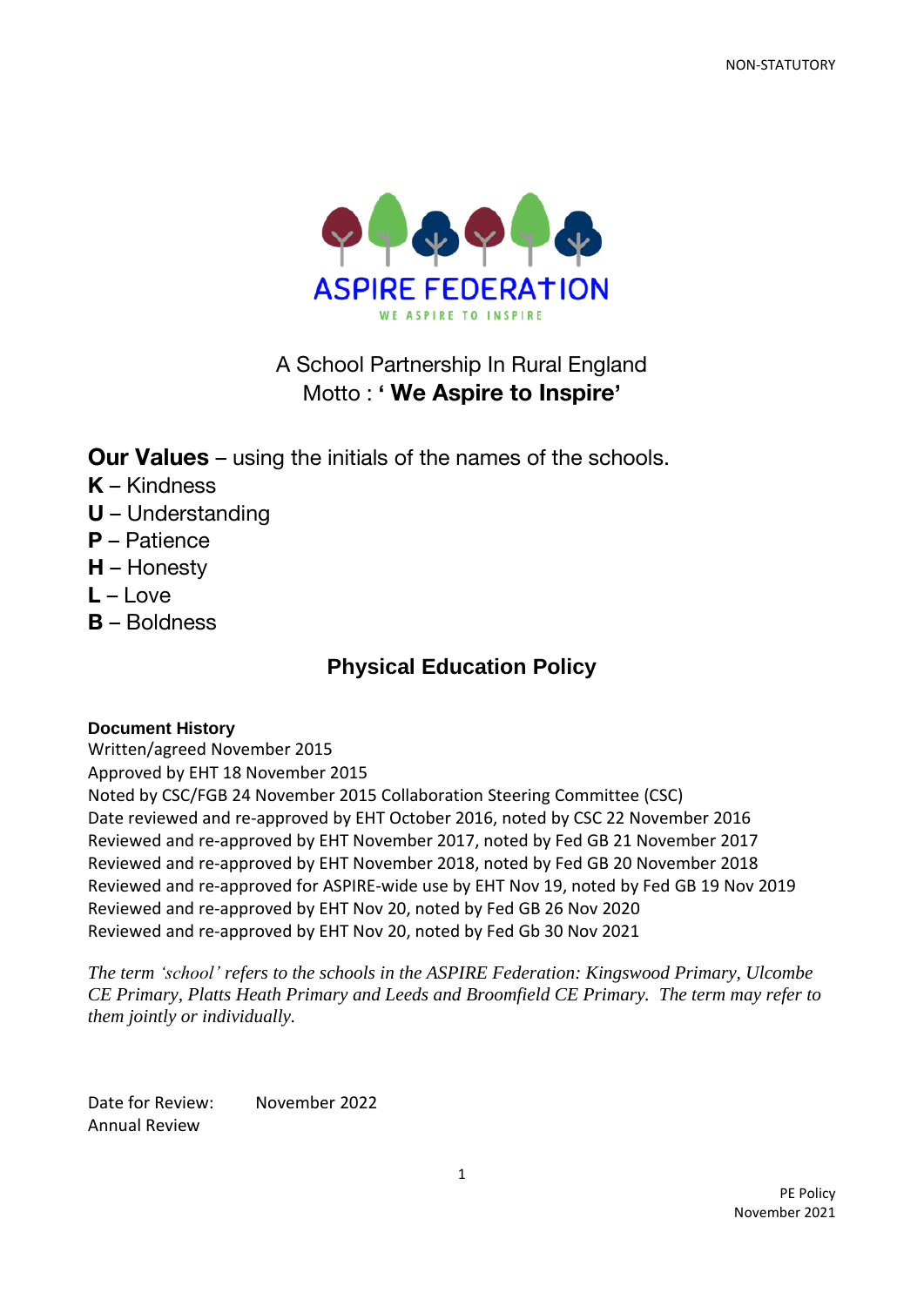NON-STATUTORY

ASPIRE FEDERATION

WE ASPIRE TO INSPIRE

A School Partnership In Rural England
Motto : **' We Aspire to Inspire'**

**Our Values** – using the initials of the names of the schools.

**K** – Kindness
**U** – Understanding
**P** – Patience
**H** – Honesty
**L** – Love
**B** – Boldness

# Physical Education Policy

**Document History**

Written/agreed November 2015
Approved by EHT 18 November 2015
Noted by CSC/FGB 24 November 2015 Collaboration Steering Committee (CSC)
Date reviewed and re-approved by EHT October 2016, noted by CSC 22 November 2016
Reviewed and re-approved by EHT November 2017, noted by Fed GB 21 November 2017
Reviewed and re-approved by EHT November 2018, noted by Fed GB 20 November 2018
Reviewed and re-approved for ASPIRE-wide use by EHT Nov 19, noted by Fed GB 19 Nov 2019
Reviewed and re-approved by EHT Nov 20, noted by Fed GB 26 Nov 2020
Reviewed and re-approved by EHT Nov 20, noted by Fed Gb 30 Nov 2021

*The term 'school' refers to the schools in the ASPIRE Federation: Kingswood Primary, Ulcombe CE Primary, Platts Heath Primary and Leeds and Broomfield CE Primary. The term may refer to them jointly or individually.*

Date for Review: November 2022
Annual Review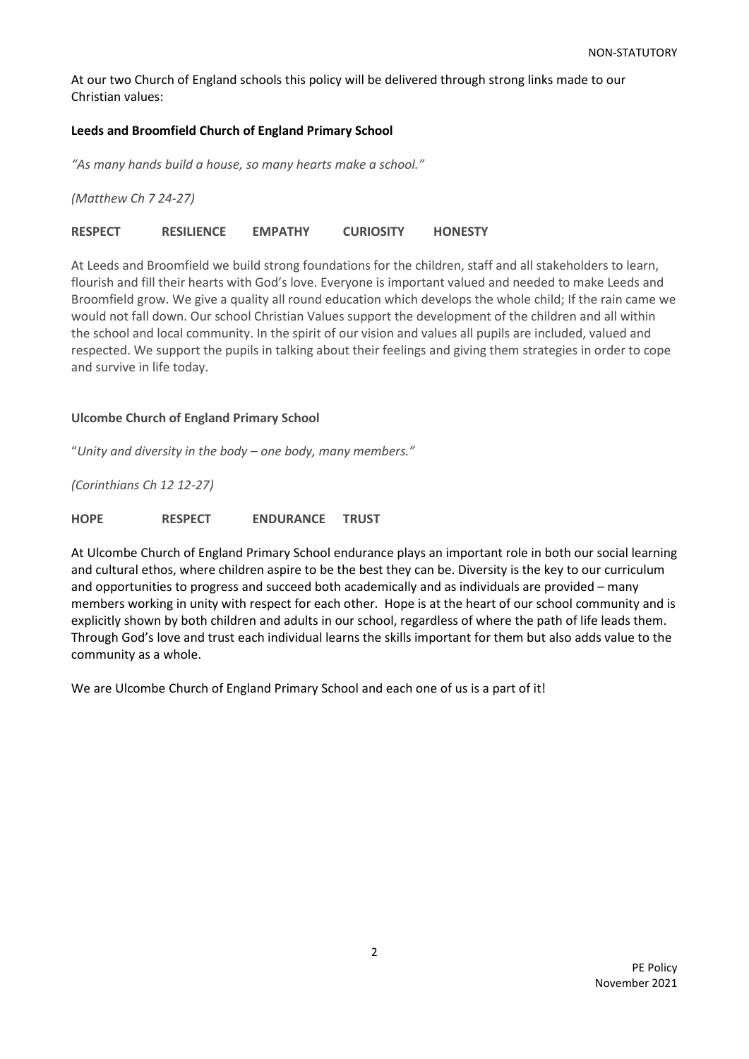At our two Church of England schools this policy will be delivered through strong links made to our Christian values:

**Leeds and Broomfield Church of England Primary School**

*"As many hands build a house, so many hearts make a school."*

*(Matthew Ch 7 24-27)*

**RESPECT RESILIENCE EMPATHY CURIOSITY HONESTY**

At Leeds and Broomfield we build strong foundations for the children, staff and all stakeholders to learn, flourish and fill their hearts with God's love. Everyone is important valued and needed to make Leeds and Broomfield grow. We give a quality all round education which develops the whole child; If the rain came we would not fall down. Our school Christian Values support the development of the children and all within the school and local community. In the spirit of our vision and values all pupils are included, valued and respected. We support the pupils in talking about their feelings and giving them strategies in order to cope and survive in life today.

**Ulcombe Church of England Primary School**

"*Unity and diversity in the body – one body, many members."*

*(Corinthians Ch 12 12-27)*

**HOPE RESPECT ENDURANCE TRUST**

At Ulcombe Church of England Primary School endurance plays an important role in both our social learning and cultural ethos, where children aspire to be the best they can be. Diversity is the key to our curriculum and opportunities to progress and succeed both academically and as individuals are provided – many members working in unity with respect for each other. Hope is at the heart of our school community and is explicitly shown by both children and adults in our school, regardless of where the path of life leads them. Through God's love and trust each individual learns the skills important for them but also adds value to the community as a whole.

We are Ulcombe Church of England Primary School and each one of us is a part of it!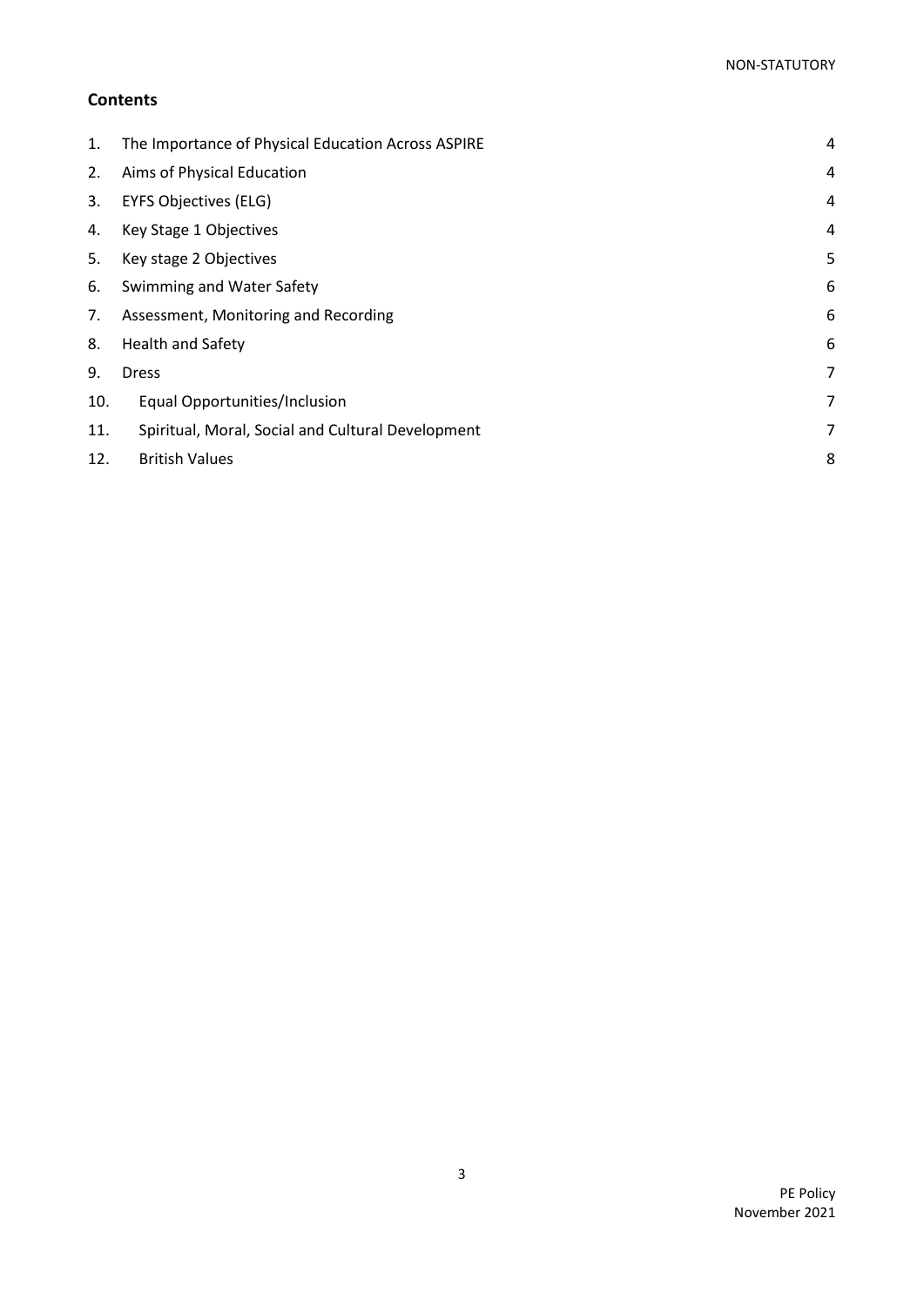## Contents

| | | |
|---|---|---|
| 1. | The Importance of Physical Education Across ASPIRE | 4 |
| 2. | Aims of Physical Education | 4 |
| 3. | EYFS Objectives (ELG) | 4 |
| 4. | Key Stage 1 Objectives | 4 |
| 5. | Key stage 2 Objectives | 5 |
| 6. | Swimming and Water Safety | 6 |
| 7. | Assessment, Monitoring and Recording | 6 |
| 8. | Health and Safety | 6 |
| 9. | Dress | 7 |
| 10. | Equal Opportunities/Inclusion | 7 |
| 11. | Spiritual, Moral, Social and Cultural Development | 7 |
| 12. | British Values | 8 |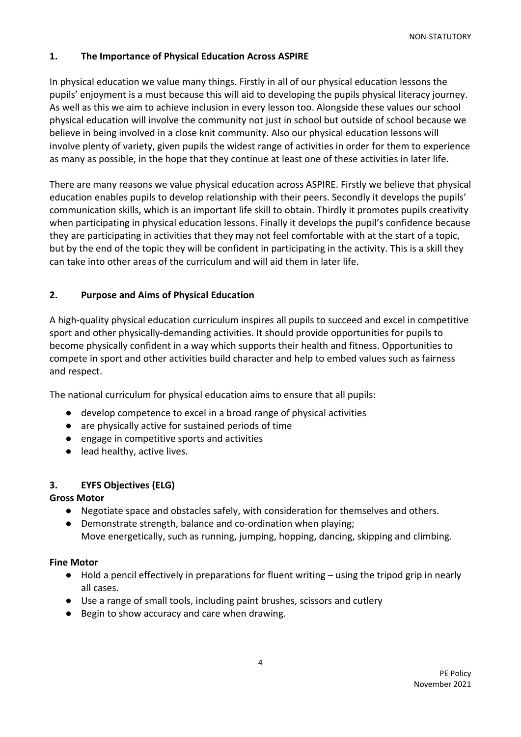## 1. The Importance of Physical Education Across ASPIRE

In physical education we value many things. Firstly in all of our physical education lessons the pupils' enjoyment is a must because this will aid to developing the pupils physical literacy journey. As well as this we aim to achieve inclusion in every lesson too. Alongside these values our school physical education will involve the community not just in school but outside of school because we believe in being involved in a close knit community. Also our physical education lessons will involve plenty of variety, given pupils the widest range of activities in order for them to experience as many as possible, in the hope that they continue at least one of these activities in later life.

There are many reasons we value physical education across ASPIRE. Firstly we believe that physical education enables pupils to develop relationship with their peers. Secondly it develops the pupils' communication skills, which is an important life skill to obtain. Thirdly it promotes pupils creativity when participating in physical education lessons. Finally it develops the pupil's confidence because they are participating in activities that they may not feel comfortable with at the start of a topic, but by the end of the topic they will be confident in participating in the activity. This is a skill they can take into other areas of the curriculum and will aid them in later life.

## 2. Purpose and Aims of Physical Education

A high-quality physical education curriculum inspires all pupils to succeed and excel in competitive sport and other physically-demanding activities. It should provide opportunities for pupils to become physically confident in a way which supports their health and fitness. Opportunities to compete in sport and other activities build character and help to embed values such as fairness and respect.

The national curriculum for physical education aims to ensure that all pupils:

- develop competence to excel in a broad range of physical activities
- are physically active for sustained periods of time
- engage in competitive sports and activities
- lead healthy, active lives.

## 3. EYFS Objectives (ELG)

**Gross Motor**

- Negotiate space and obstacles safely, with consideration for themselves and others.
- Demonstrate strength, balance and co-ordination when playing;
  Move energetically, such as running, jumping, hopping, dancing, skipping and climbing.

**Fine Motor**

- Hold a pencil effectively in preparations for fluent writing – using the tripod grip in nearly all cases.
- Use a range of small tools, including paint brushes, scissors and cutlery
- Begin to show accuracy and care when drawing.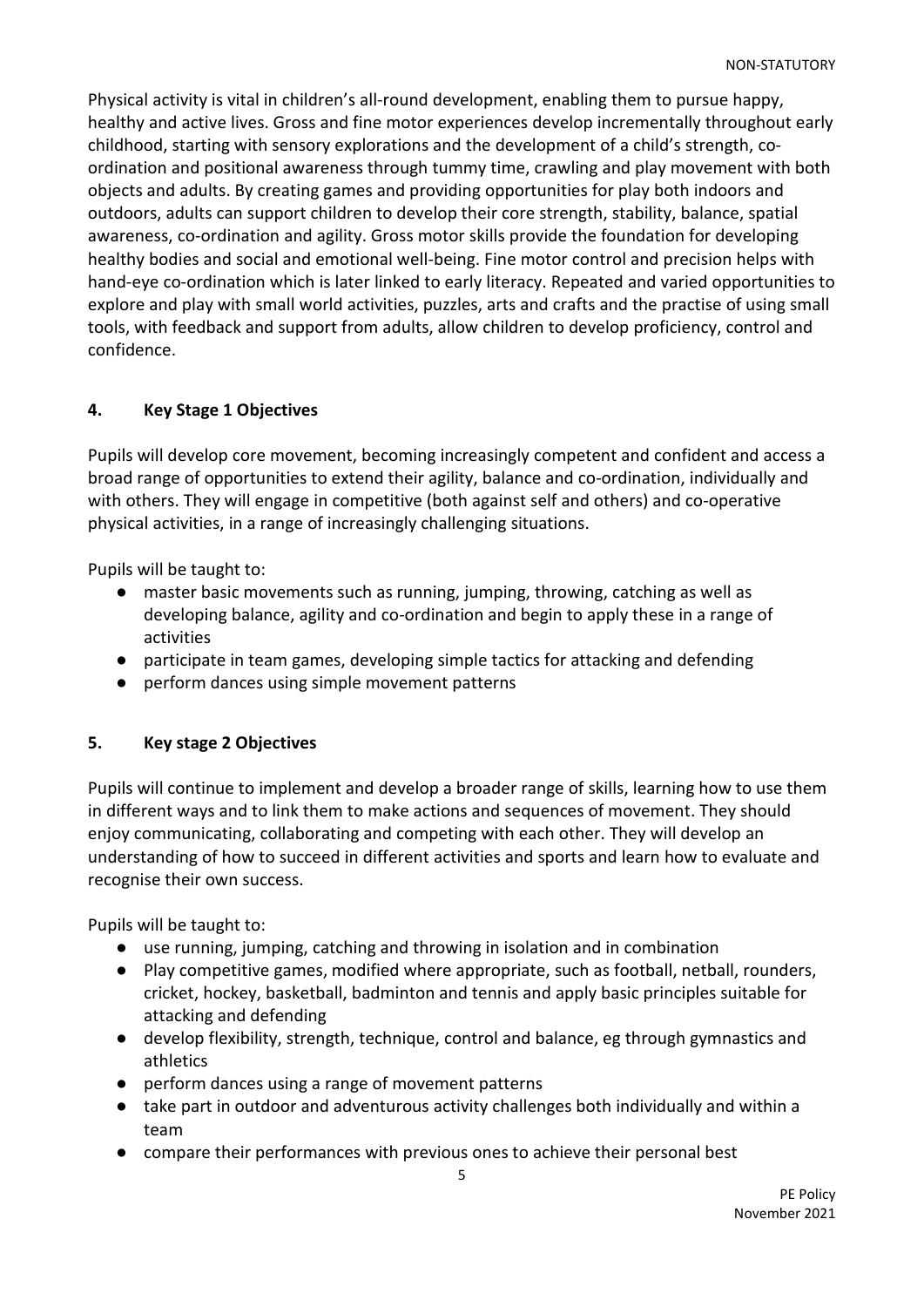Physical activity is vital in children's all-round development, enabling them to pursue happy, healthy and active lives. Gross and fine motor experiences develop incrementally throughout early childhood, starting with sensory explorations and the development of a child's strength, co-ordination and positional awareness through tummy time, crawling and play movement with both objects and adults. By creating games and providing opportunities for play both indoors and outdoors, adults can support children to develop their core strength, stability, balance, spatial awareness, co-ordination and agility. Gross motor skills provide the foundation for developing healthy bodies and social and emotional well-being. Fine motor control and precision helps with hand-eye co-ordination which is later linked to early literacy. Repeated and varied opportunities to explore and play with small world activities, puzzles, arts and crafts and the practise of using small tools, with feedback and support from adults, allow children to develop proficiency, control and confidence.

## 4. Key Stage 1 Objectives

Pupils will develop core movement, becoming increasingly competent and confident and access a broad range of opportunities to extend their agility, balance and co-ordination, individually and with others. They will engage in competitive (both against self and others) and co-operative physical activities, in a range of increasingly challenging situations.

Pupils will be taught to:

- master basic movements such as running, jumping, throwing, catching as well as developing balance, agility and co-ordination and begin to apply these in a range of activities
- participate in team games, developing simple tactics for attacking and defending
- perform dances using simple movement patterns

## 5. Key stage 2 Objectives

Pupils will continue to implement and develop a broader range of skills, learning how to use them in different ways and to link them to make actions and sequences of movement. They should enjoy communicating, collaborating and competing with each other. They will develop an understanding of how to succeed in different activities and sports and learn how to evaluate and recognise their own success.

Pupils will be taught to:

- use running, jumping, catching and throwing in isolation and in combination
- Play competitive games, modified where appropriate, such as football, netball, rounders, cricket, hockey, basketball, badminton and tennis and apply basic principles suitable for attacking and defending
- develop flexibility, strength, technique, control and balance, eg through gymnastics and athletics
- perform dances using a range of movement patterns
- take part in outdoor and adventurous activity challenges both individually and within a team
- compare their performances with previous ones to achieve their personal best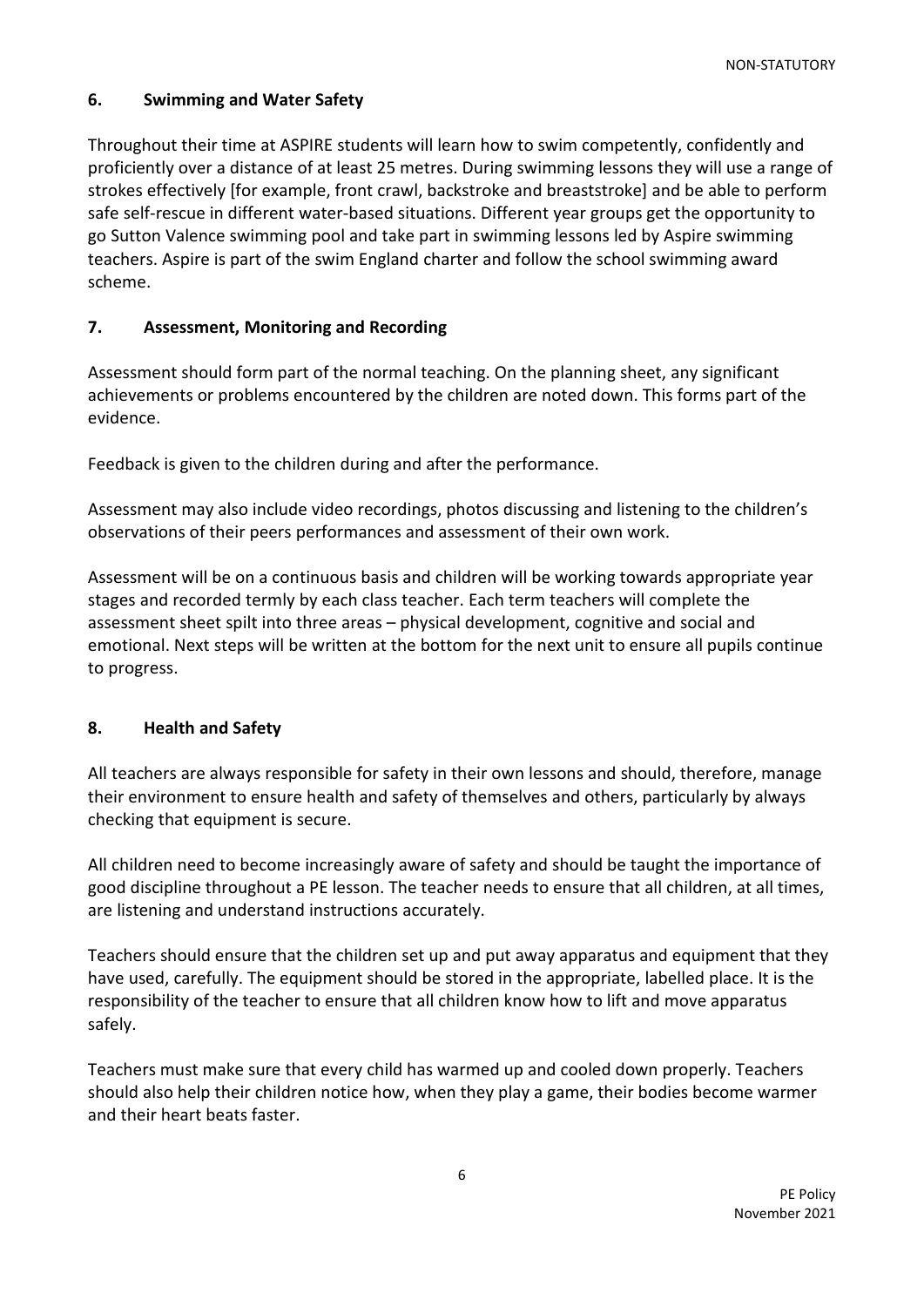## 6. Swimming and Water Safety

Throughout their time at ASPIRE students will learn how to swim competently, confidently and proficiently over a distance of at least 25 metres. During swimming lessons they will use a range of strokes effectively [for example, front crawl, backstroke and breaststroke] and be able to perform safe self-rescue in different water-based situations. Different year groups get the opportunity to go Sutton Valence swimming pool and take part in swimming lessons led by Aspire swimming teachers. Aspire is part of the swim England charter and follow the school swimming award scheme.

## 7. Assessment, Monitoring and Recording

Assessment should form part of the normal teaching. On the planning sheet, any significant achievements or problems encountered by the children are noted down. This forms part of the evidence.

Feedback is given to the children during and after the performance.

Assessment may also include video recordings, photos discussing and listening to the children's observations of their peers performances and assessment of their own work.

Assessment will be on a continuous basis and children will be working towards appropriate year stages and recorded termly by each class teacher. Each term teachers will complete the assessment sheet spilt into three areas – physical development, cognitive and social and emotional. Next steps will be written at the bottom for the next unit to ensure all pupils continue to progress.

## 8. Health and Safety

All teachers are always responsible for safety in their own lessons and should, therefore, manage their environment to ensure health and safety of themselves and others, particularly by always checking that equipment is secure.

All children need to become increasingly aware of safety and should be taught the importance of good discipline throughout a PE lesson. The teacher needs to ensure that all children, at all times, are listening and understand instructions accurately.

Teachers should ensure that the children set up and put away apparatus and equipment that they have used, carefully. The equipment should be stored in the appropriate, labelled place. It is the responsibility of the teacher to ensure that all children know how to lift and move apparatus safely.

Teachers must make sure that every child has warmed up and cooled down properly. Teachers should also help their children notice how, when they play a game, their bodies become warmer and their heart beats faster.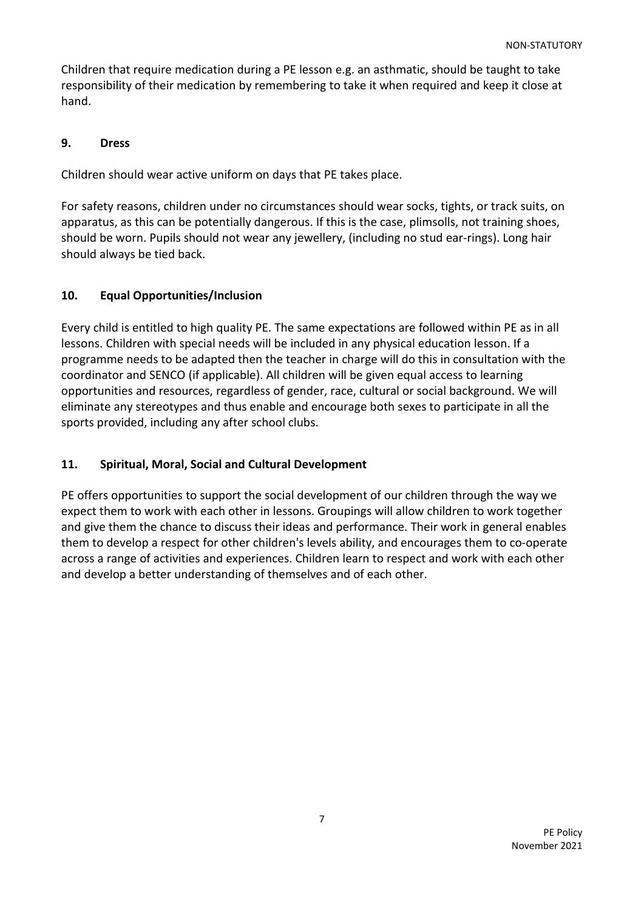Children that require medication during a PE lesson e.g. an asthmatic, should be taught to take responsibility of their medication by remembering to take it when required and keep it close at hand.

## 9. Dress

Children should wear active uniform on days that PE takes place.

For safety reasons, children under no circumstances should wear socks, tights, or track suits, on apparatus, as this can be potentially dangerous. If this is the case, plimsolls, not training shoes, should be worn. Pupils should not wear any jewellery, (including no stud ear-rings). Long hair should always be tied back.

## 10. Equal Opportunities/Inclusion

Every child is entitled to high quality PE. The same expectations are followed within PE as in all lessons. Children with special needs will be included in any physical education lesson. If a programme needs to be adapted then the teacher in charge will do this in consultation with the coordinator and SENCO (if applicable). All children will be given equal access to learning opportunities and resources, regardless of gender, race, cultural or social background. We will eliminate any stereotypes and thus enable and encourage both sexes to participate in all the sports provided, including any after school clubs.

## 11. Spiritual, Moral, Social and Cultural Development

PE offers opportunities to support the social development of our children through the way we expect them to work with each other in lessons. Groupings will allow children to work together and give them the chance to discuss their ideas and performance. Their work in general enables them to develop a respect for other children's levels ability, and encourages them to co-operate across a range of activities and experiences. Children learn to respect and work with each other and develop a better understanding of themselves and of each other.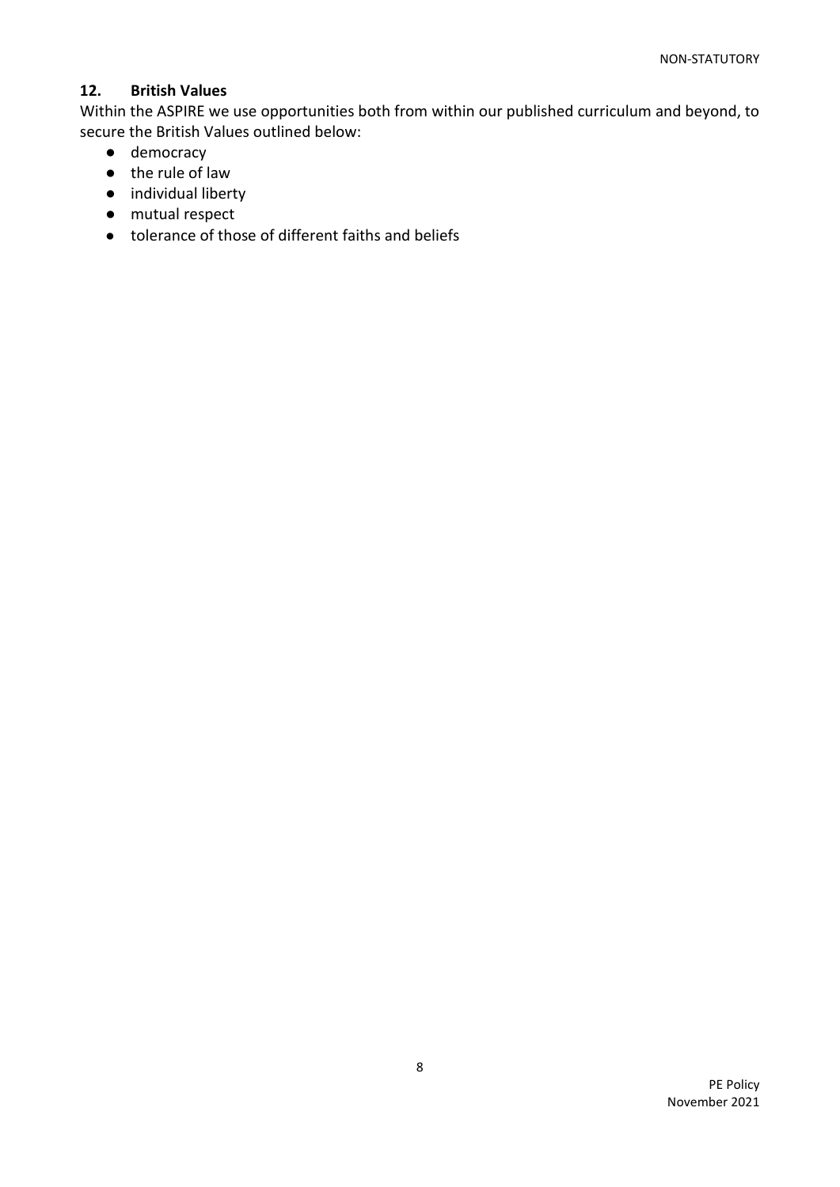## 12. British Values

Within the ASPIRE we use opportunities both from within our published curriculum and beyond, to secure the British Values outlined below:

- democracy
- the rule of law
- individual liberty
- mutual respect
- tolerance of those of different faiths and beliefs